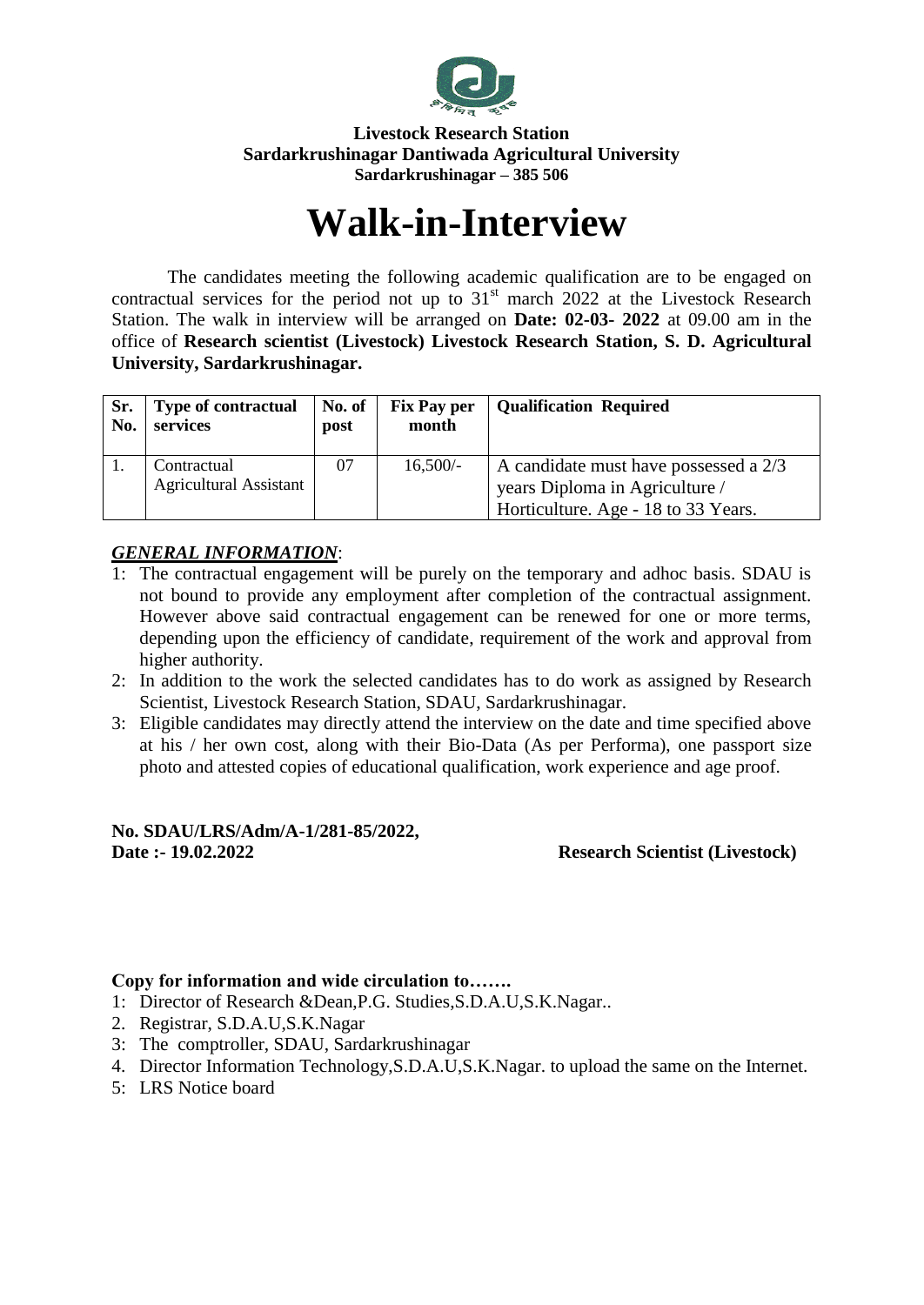**Livestock Research Station**
**Sardarkrushinagar Dantiwada Agricultural University**
**Sardarkrushinagar – 385 506**

# Walk-in-Interview

The candidates meeting the following academic qualification are to be engaged on contractual services for the period not up to 31st march 2022 at the Livestock Research Station. The walk in interview will be arranged on **Date: 02-03- 2022** at 09.00 am in the office of **Research scientist (Livestock) Livestock Research Station, S. D. Agricultural University, Sardarkrushinagar.**

| Sr. No. | Type of contractual services | No. of post | Fix Pay per month | Qualification Required |
|---|---|---|---|---|
| 1. | Contractual Agricultural Assistant | 07 | 16,500/- | A candidate must have possessed a 2/3 years Diploma in Agriculture / Horticulture. Age - 18 to 33 Years. |

***GENERAL INFORMATION***:

1: The contractual engagement will be purely on the temporary and adhoc basis. SDAU is not bound to provide any employment after completion of the contractual assignment. However above said contractual engagement can be renewed for one or more terms, depending upon the efficiency of candidate, requirement of the work and approval from higher authority.

2: In addition to the work the selected candidates has to do work as assigned by Research Scientist, Livestock Research Station, SDAU, Sardarkrushinagar.

3: Eligible candidates may directly attend the interview on the date and time specified above at his / her own cost, along with their Bio-Data (As per Performa), one passport size photo and attested copies of educational qualification, work experience and age proof.

**No. SDAU/LRS/Adm/A-1/281-85/2022,**
**Date :- 19.02.2022**

**Research Scientist (Livestock)**

**Copy for information and wide circulation to…….**

1: Director of Research &Dean,P.G. Studies,S.D.A.U,S.K.Nagar..
2. Registrar, S.D.A.U,S.K.Nagar
3: The comptroller, SDAU, Sardarkrushinagar
4. Director Information Technology,S.D.A.U,S.K.Nagar. to upload the same on the Internet.
5: LRS Notice board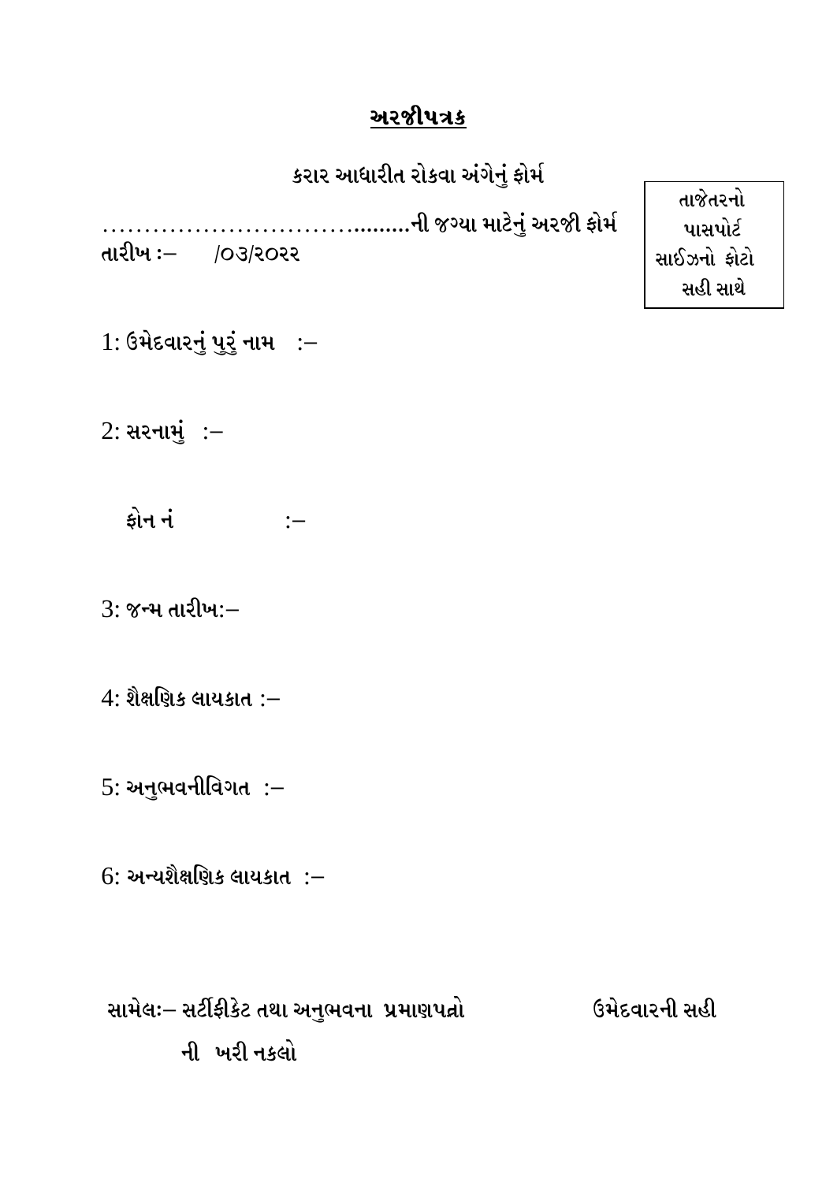# **અરજીપત્રક**

**કરાર આધારીત રોકવા અંગેનું ફોર્મ**

| |
|---|
| તાજેતરનો પાસપોર્ટ સાઈઝનો ફોટો સહી સાથે |

……………………………………..ની જગ્યા માટેનું અરજી ફોર્મ

તારીખ :– /૦૩/૨૦૨૨

1: ઉમેદવારનું પુરું નામ :–

2: સરનામું :–

ફોન નં :–

3: જન્મ તારીખ:–

4: શૈક્ષણિક લાયકાત :–

5: અનુભવનીવિગત :–

6: અન્યશૈક્ષણિક લાયકાત :–

સામેલ:– સર્ટીફીકેટ તથા અનુભવના પ્રમાણપત્રો ની ખરી નકલો

ઉમેદવારની સહી